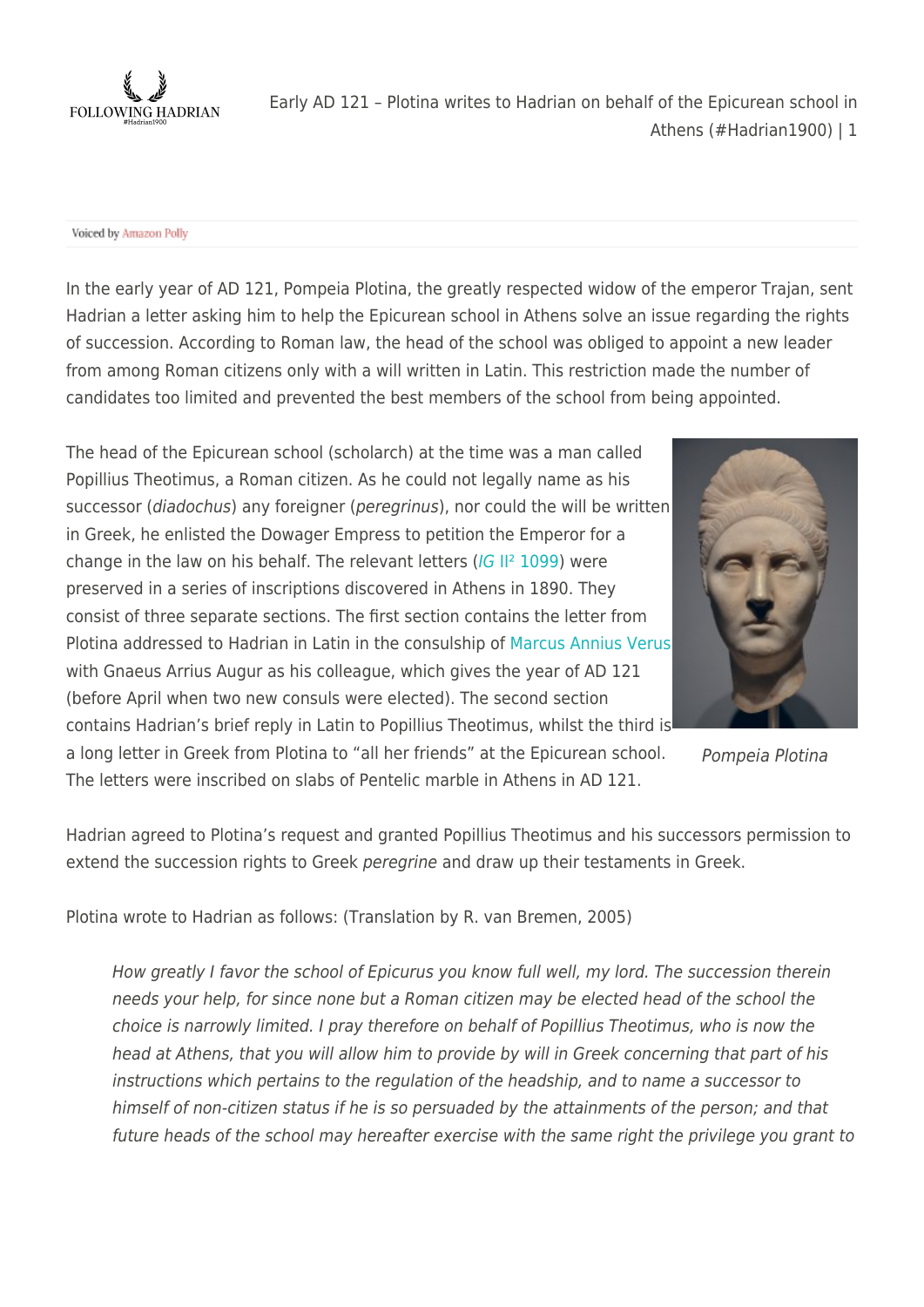Voiced by Amazon Polly

In the early year of AD 121, Pompeia Plotina, the greatly respected widow of the emperor Trajan, sent Hadrian a letter asking him to help the Epicurean school in Athens solve an issue regarding the rights of succession. According to Roman law, the head of the school was obliged to appoint a new leader from among Roman citizens only with a will written in Latin. This restriction made the number of candidates too limited and prevented the best members of the school from being appointed.

The head of the Epicurean school (scholarch) at the time was a man called Popillius Theotimus, a Roman citizen. As he could not legally name as his successor (*diadochus*) any foreigner (*peregrinus*), nor could the will be written in Greek, he enlisted the Dowager Empress to petition the Emperor for a change in the law on his behalf. The relevant letters (*IG* II² 1099) were preserved in a series of inscriptions discovered in Athens in 1890. They consist of three separate sections. The first section contains the letter from Plotina addressed to Hadrian in Latin in the consulship of Marcus Annius Verus with Gnaeus Arrius Augur as his colleague, which gives the year of AD 121 (before April when two new consuls were elected). The second section contains Hadrian's brief reply in Latin to Popillius Theotimus, whilst the third is a long letter in Greek from Plotina to "all her friends" at the Epicurean school. The letters were inscribed on slabs of Pentelic marble in Athens in AD 121.

*Pompeia Plotina*

Hadrian agreed to Plotina's request and granted Popillius Theotimus and his successors permission to extend the succession rights to Greek *peregrine* and draw up their testaments in Greek.

Plotina wrote to Hadrian as follows: (Translation by R. van Bremen, 2005)

> *How greatly I favor the school of Epicurus you know full well, my lord. The succession therein needs your help, for since none but a Roman citizen may be elected head of the school the choice is narrowly limited. I pray therefore on behalf of Popillius Theotimus, who is now the head at Athens, that you will allow him to provide by will in Greek concerning that part of his instructions which pertains to the regulation of the headship, and to name a successor to himself of non-citizen status if he is so persuaded by the attainments of the person; and that future heads of the school may hereafter exercise with the same right the privilege you grant to*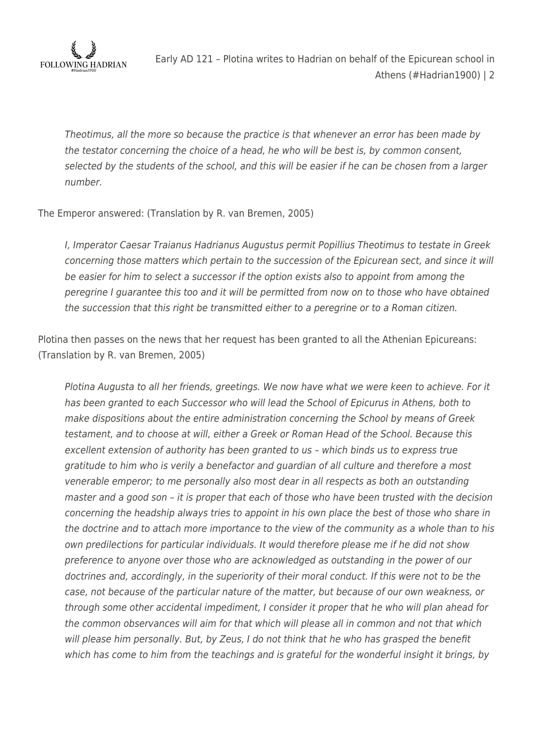*Theotimus, all the more so because the practice is that whenever an error has been made by the testator concerning the choice of a head, he who will be best is, by common consent, selected by the students of the school, and this will be easier if he can be chosen from a larger number.*

The Emperor answered: (Translation by R. van Bremen, 2005)

> *I, Imperator Caesar Traianus Hadrianus Augustus permit Popillius Theotimus to testate in Greek concerning those matters which pertain to the succession of the Epicurean sect, and since it will be easier for him to select a successor if the option exists also to appoint from among the peregrine I guarantee this too and it will be permitted from now on to those who have obtained the succession that this right be transmitted either to a peregrine or to a Roman citizen.*

Plotina then passes on the news that her request has been granted to all the Athenian Epicureans: (Translation by R. van Bremen, 2005)

> *Plotina Augusta to all her friends, greetings. We now have what we were keen to achieve. For it has been granted to each Successor who will lead the School of Epicurus in Athens, both to make dispositions about the entire administration concerning the School by means of Greek testament, and to choose at will, either a Greek or Roman Head of the School. Because this excellent extension of authority has been granted to us – which binds us to express true gratitude to him who is verily a benefactor and guardian of all culture and therefore a most venerable emperor; to me personally also most dear in all respects as both an outstanding master and a good son – it is proper that each of those who have been trusted with the decision concerning the headship always tries to appoint in his own place the best of those who share in the doctrine and to attach more importance to the view of the community as a whole than to his own predilections for particular individuals. It would therefore please me if he did not show preference to anyone over those who are acknowledged as outstanding in the power of our doctrines and, accordingly, in the superiority of their moral conduct. If this were not to be the case, not because of the particular nature of the matter, but because of our own weakness, or through some other accidental impediment, I consider it proper that he who will plan ahead for the common observances will aim for that which will please all in common and not that which will please him personally. But, by Zeus, I do not think that he who has grasped the benefit which has come to him from the teachings and is grateful for the wonderful insight it brings, by*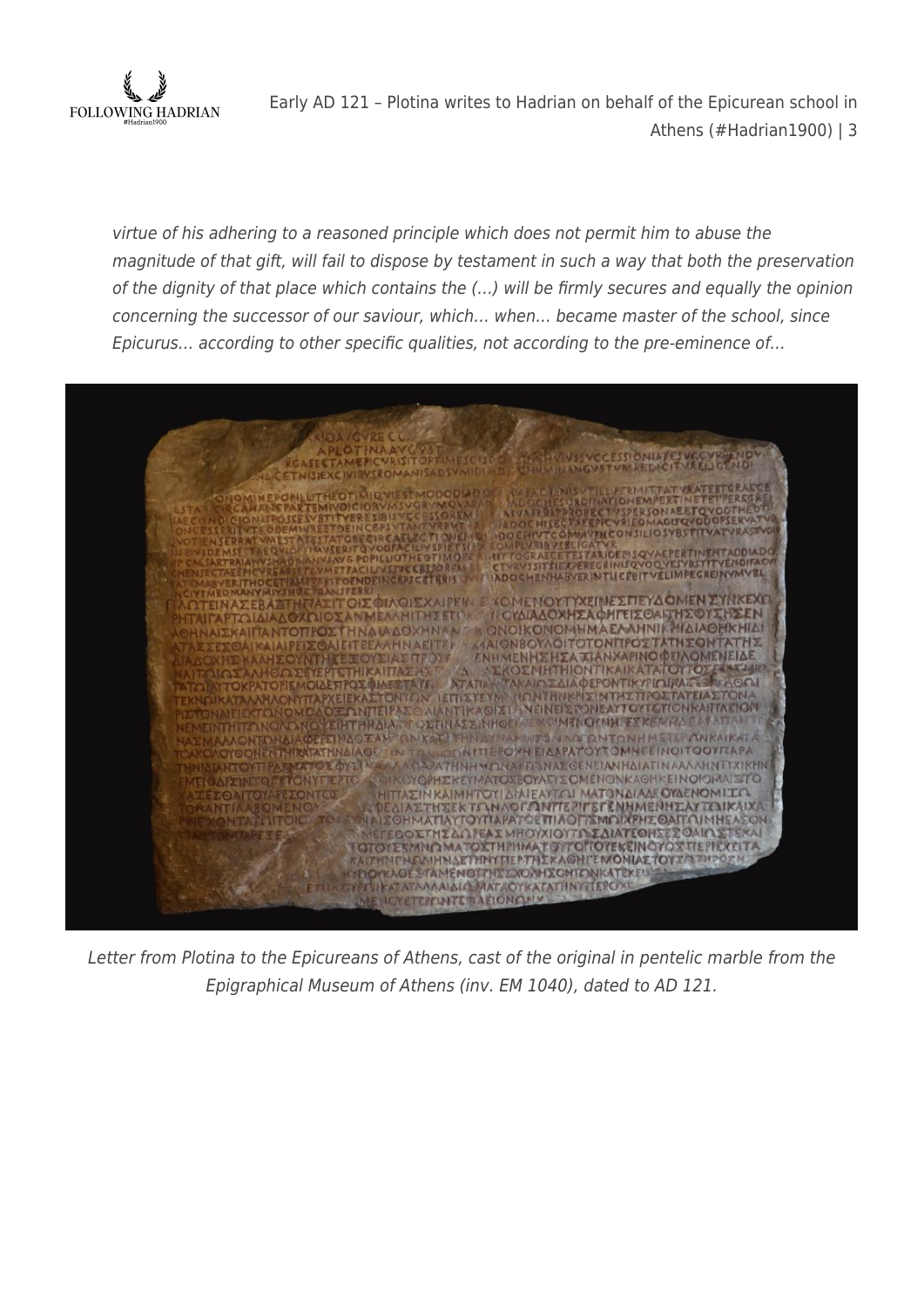*virtue of his adhering to a reasoned principle which does not permit him to abuse the magnitude of that gift, will fail to dispose by testament in such a way that both the preservation of the dignity of that place which contains the (…) will be firmly secures and equally the opinion concerning the successor of our saviour, which… when… became master of the school, since Epicurus… according to other specific qualities, not according to the pre-eminence of…*

*Letter from Plotina to the Epicureans of Athens, cast of the original in pentelic marble from the Epigraphical Museum of Athens (inv. EM 1040), dated to AD 121.*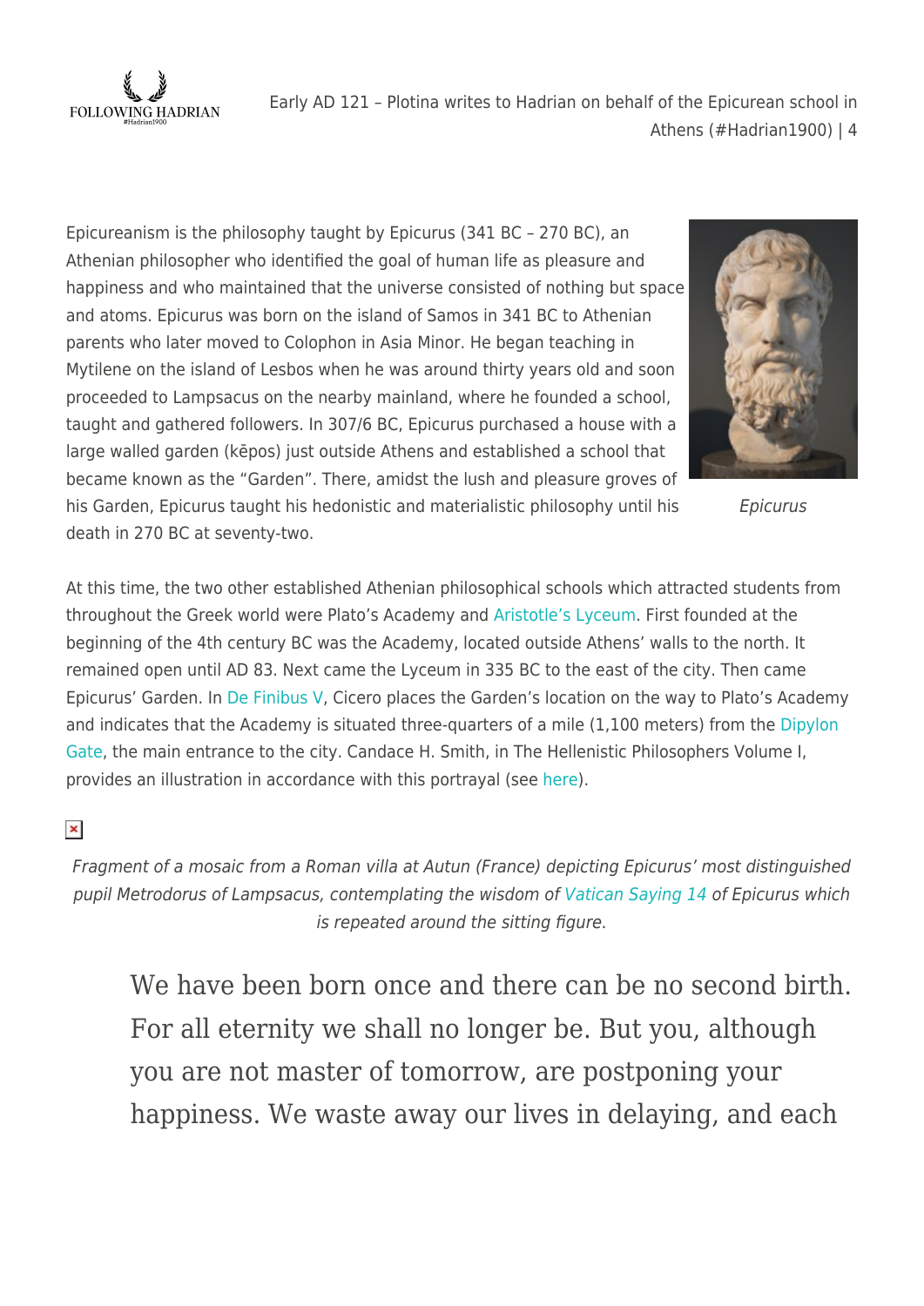Epicureanism is the philosophy taught by Epicurus (341 BC – 270 BC), an Athenian philosopher who identified the goal of human life as pleasure and happiness and who maintained that the universe consisted of nothing but space and atoms. Epicurus was born on the island of Samos in 341 BC to Athenian parents who later moved to Colophon in Asia Minor. He began teaching in Mytilene on the island of Lesbos when he was around thirty years old and soon proceeded to Lampsacus on the nearby mainland, where he founded a school, taught and gathered followers. In 307/6 BC, Epicurus purchased a house with a large walled garden (kēpos) just outside Athens and established a school that became known as the "Garden". There, amidst the lush and pleasure groves of his Garden, Epicurus taught his hedonistic and materialistic philosophy until his death in 270 BC at seventy-two.

*Epicurus*

At this time, the two other established Athenian philosophical schools which attracted students from throughout the Greek world were Plato's Academy and Aristotle's Lyceum. First founded at the beginning of the 4th century BC was the Academy, located outside Athens' walls to the north. It remained open until AD 83. Next came the Lyceum in 335 BC to the east of the city. Then came Epicurus' Garden. In De Finibus V, Cicero places the Garden's location on the way to Plato's Academy and indicates that the Academy is situated three-quarters of a mile (1,100 meters) from the Dipylon Gate, the main entrance to the city. Candace H. Smith, in The Hellenistic Philosophers Volume I, provides an illustration in accordance with this portrayal (see here).

*Fragment of a mosaic from a Roman villa at Autun (France) depicting Epicurus' most distinguished pupil Metrodorus of Lampsacus, contemplating the wisdom of Vatican Saying 14 of Epicurus which is repeated around the sitting figure.*

> We have been born once and there can be no second birth. For all eternity we shall no longer be. But you, although you are not master of tomorrow, are postponing your happiness. We waste away our lives in delaying, and each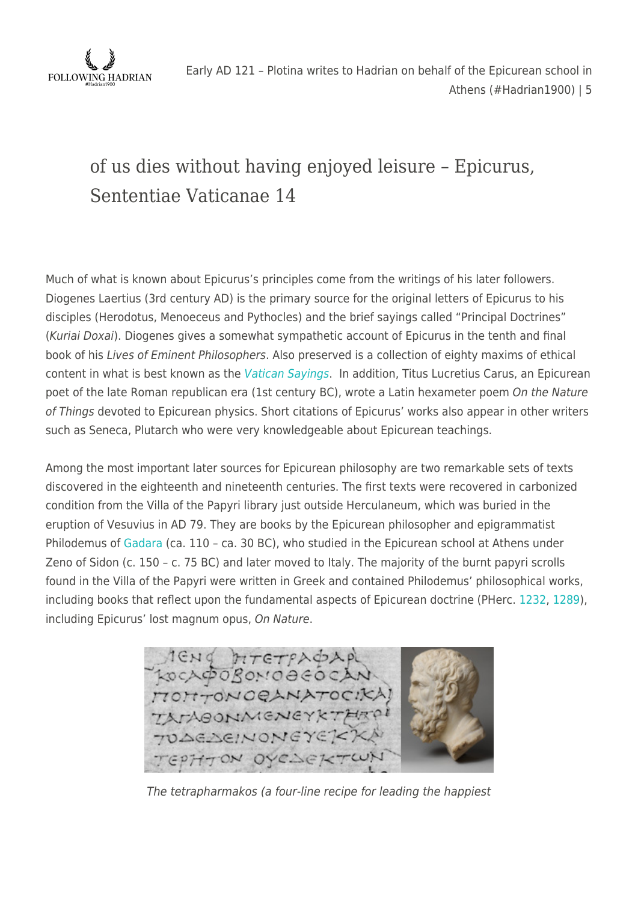of us dies without having enjoyed leisure – Epicurus, Sententiae Vaticanae 14

Much of what is known about Epicurus's principles come from the writings of his later followers. Diogenes Laertius (3rd century AD) is the primary source for the original letters of Epicurus to his disciples (Herodotus, Menoeceus and Pythocles) and the brief sayings called "Principal Doctrines" (*Kuriai Doxai*). Diogenes gives a somewhat sympathetic account of Epicurus in the tenth and final book of his *Lives of Eminent Philosophers*. Also preserved is a collection of eighty maxims of ethical content in what is best known as the *Vatican Sayings*. In addition, Titus Lucretius Carus, an Epicurean poet of the late Roman republican era (1st century BC), wrote a Latin hexameter poem *On the Nature of Things* devoted to Epicurean physics. Short citations of Epicurus' works also appear in other writers such as Seneca, Plutarch who were very knowledgeable about Epicurean teachings.

Among the most important later sources for Epicurean philosophy are two remarkable sets of texts discovered in the eighteenth and nineteenth centuries. The first texts were recovered in carbonized condition from the Villa of the Papyri library just outside Herculaneum, which was buried in the eruption of Vesuvius in AD 79. They are books by the Epicurean philosopher and epigrammatist Philodemus of Gadara (ca. 110 – ca. 30 BC), who studied in the Epicurean school at Athens under Zeno of Sidon (c. 150 – c. 75 BC) and later moved to Italy. The majority of the burnt papyri scrolls found in the Villa of the Papyri were written in Greek and contained Philodemus' philosophical works, including books that reflect upon the fundamental aspects of Epicurean doctrine (PHerc. 1232, 1289), including Epicurus' lost magnum opus, *On Nature*.

*The tetrapharmakos (a four-line recipe for leading the happiest*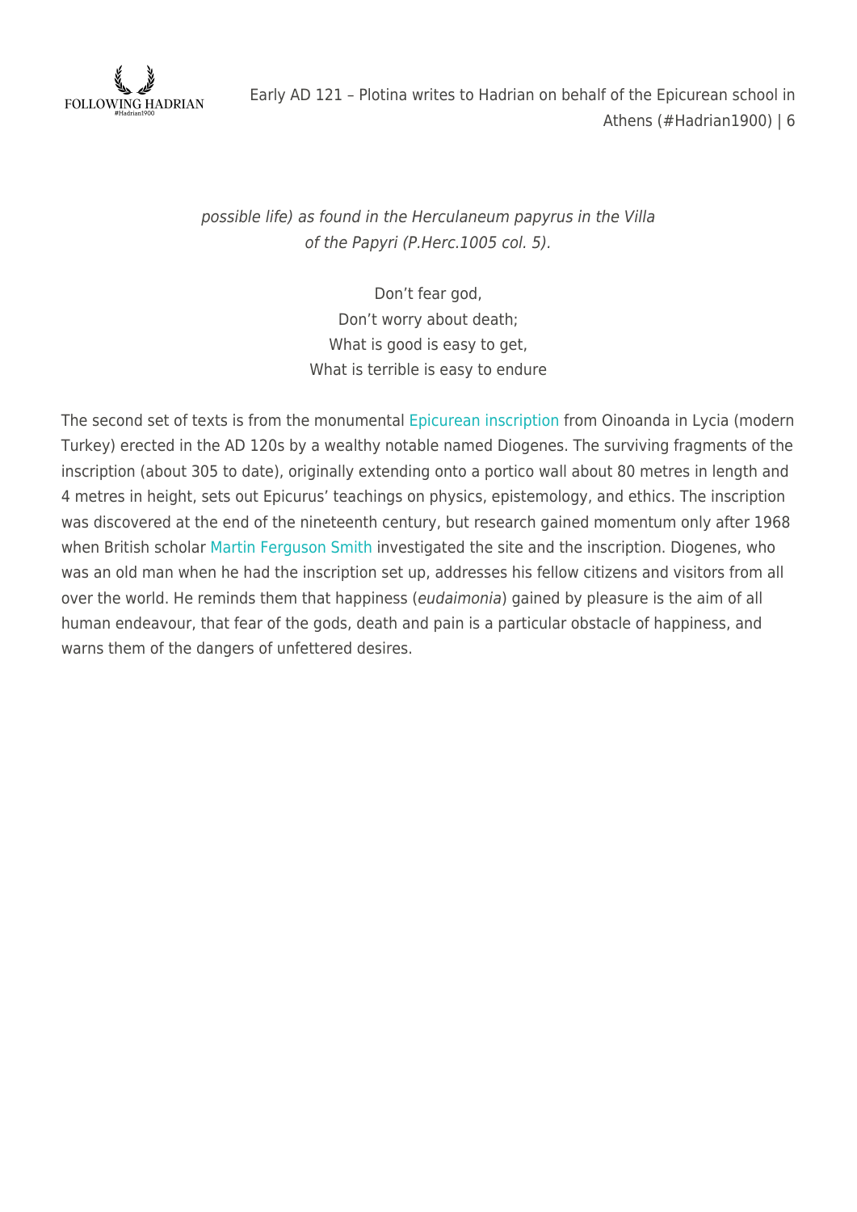*possible life) as found in the Herculaneum papyrus in the Villa of the Papyri (P.Herc.1005 col. 5).*

Don't fear god,
Don't worry about death;
What is good is easy to get,
What is terrible is easy to endure

The second set of texts is from the monumental Epicurean inscription from Oinoanda in Lycia (modern Turkey) erected in the AD 120s by a wealthy notable named Diogenes. The surviving fragments of the inscription (about 305 to date), originally extending onto a portico wall about 80 metres in length and 4 metres in height, sets out Epicurus' teachings on physics, epistemology, and ethics. The inscription was discovered at the end of the nineteenth century, but research gained momentum only after 1968 when British scholar Martin Ferguson Smith investigated the site and the inscription. Diogenes, who was an old man when he had the inscription set up, addresses his fellow citizens and visitors from all over the world. He reminds them that happiness (*eudaimonia*) gained by pleasure is the aim of all human endeavour, that fear of the gods, death and pain is a particular obstacle of happiness, and warns them of the dangers of unfettered desires.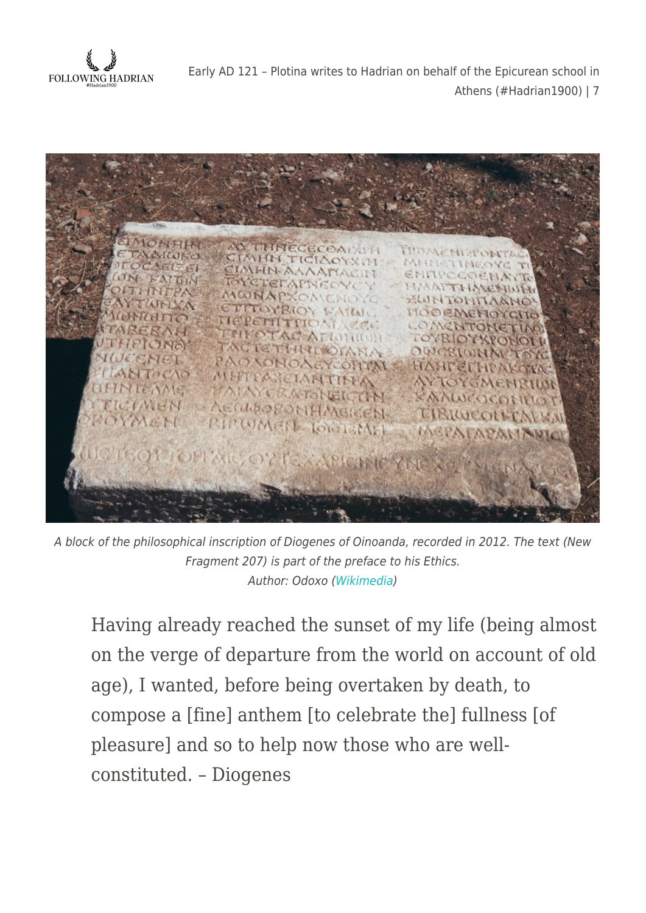A block of the philosophical inscription of Diogenes of Oinoanda, recorded in 2012. The text (New Fragment 207) is part of the preface to his Ethics.
Author: Odoxo (Wikimedia)

> Having already reached the sunset of my life (being almost on the verge of departure from the world on account of old age), I wanted, before being overtaken by death, to compose a [fine] anthem [to celebrate the] fullness [of pleasure] and so to help now those who are well-constituted. – Diogenes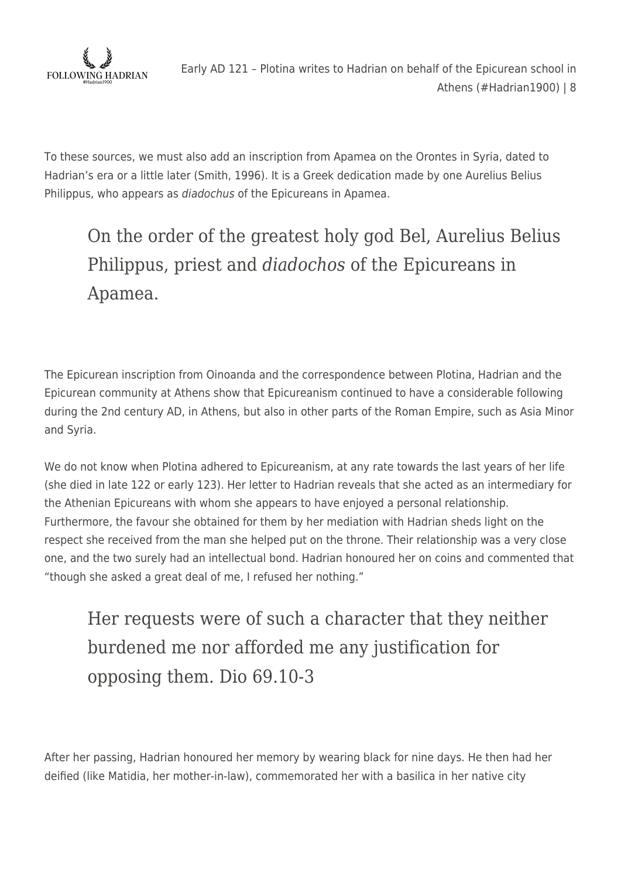To these sources, we must also add an inscription from Apamea on the Orontes in Syria, dated to Hadrian's era or a little later (Smith, 1996). It is a Greek dedication made by one Aurelius Belius Philippus, who appears as *diadochus* of the Epicureans in Apamea.

> On the order of the greatest holy god Bel, Aurelius Belius Philippus, priest and *diadochos* of the Epicureans in Apamea.

The Epicurean inscription from Oinoanda and the correspondence between Plotina, Hadrian and the Epicurean community at Athens show that Epicureanism continued to have a considerable following during the 2nd century AD, in Athens, but also in other parts of the Roman Empire, such as Asia Minor and Syria.

We do not know when Plotina adhered to Epicureanism, at any rate towards the last years of her life (she died in late 122 or early 123). Her letter to Hadrian reveals that she acted as an intermediary for the Athenian Epicureans with whom she appears to have enjoyed a personal relationship. Furthermore, the favour she obtained for them by her mediation with Hadrian sheds light on the respect she received from the man she helped put on the throne. Their relationship was a very close one, and the two surely had an intellectual bond. Hadrian honoured her on coins and commented that "though she asked a great deal of me, I refused her nothing."

> Her requests were of such a character that they neither burdened me nor afforded me any justification for opposing them. Dio 69.10-3

After her passing, Hadrian honoured her memory by wearing black for nine days. He then had her deified (like Matidia, her mother-in-law), commemorated her with a basilica in her native city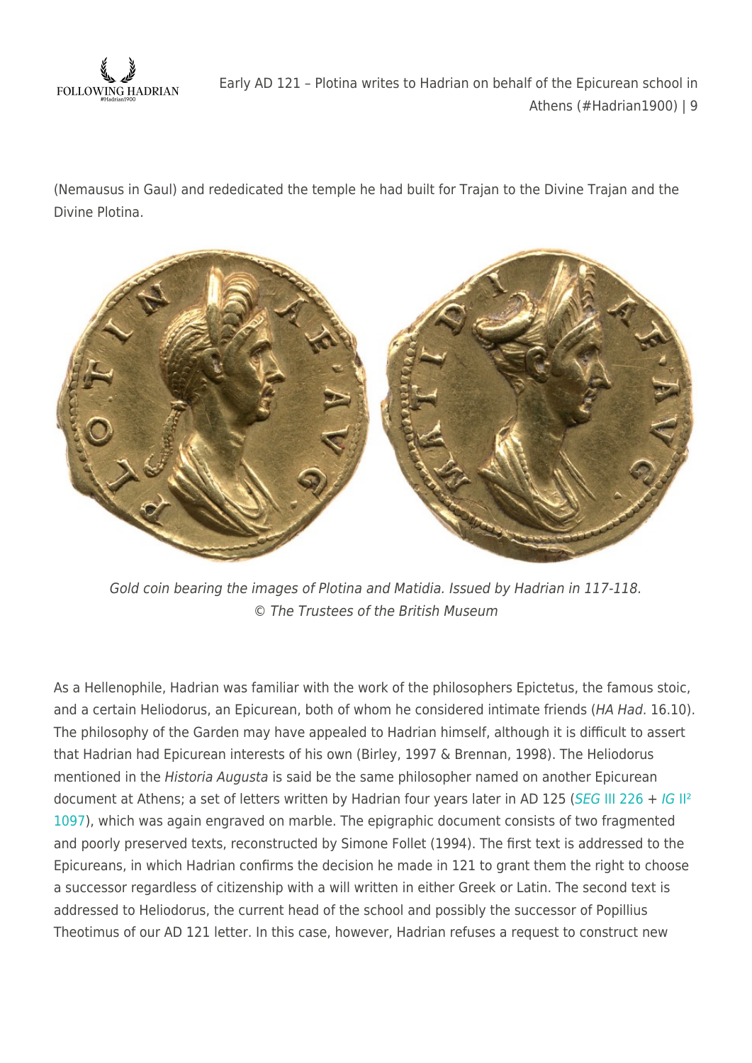(Nemausus in Gaul) and rededicated the temple he had built for Trajan to the Divine Trajan and the Divine Plotina.

*Gold coin bearing the images of Plotina and Matidia. Issued by Hadrian in 117-118. © The Trustees of the British Museum*

As a Hellenophile, Hadrian was familiar with the work of the philosophers Epictetus, the famous stoic, and a certain Heliodorus, an Epicurean, both of whom he considered intimate friends (*HA Had*. 16.10). The philosophy of the Garden may have appealed to Hadrian himself, although it is difficult to assert that Hadrian had Epicurean interests of his own (Birley, 1997 & Brennan, 1998). The Heliodorus mentioned in the *Historia Augusta* is said be the same philosopher named on another Epicurean document at Athens; a set of letters written by Hadrian four years later in AD 125 (*SEG* III 226 + *IG* II² 1097), which was again engraved on marble. The epigraphic document consists of two fragmented and poorly preserved texts, reconstructed by Simone Follet (1994). The first text is addressed to the Epicureans, in which Hadrian confirms the decision he made in 121 to grant them the right to choose a successor regardless of citizenship with a will written in either Greek or Latin. The second text is addressed to Heliodorus, the current head of the school and possibly the successor of Popillius Theotimus of our AD 121 letter. In this case, however, Hadrian refuses a request to construct new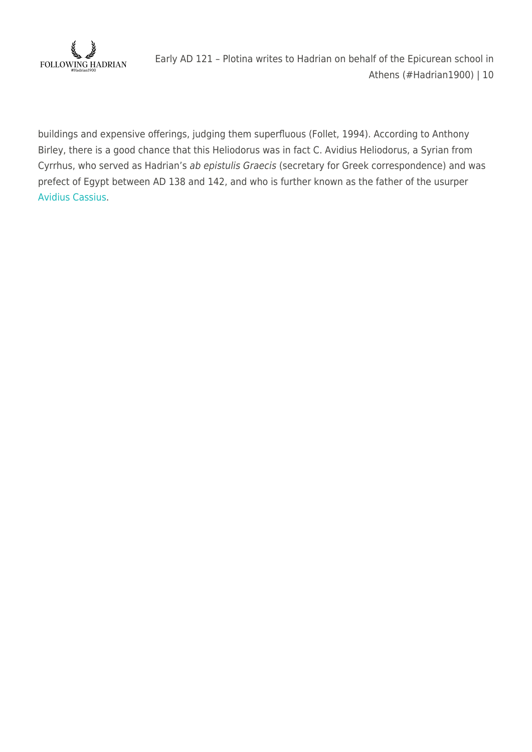buildings and expensive offerings, judging them superfluous (Follet, 1994). According to Anthony Birley, there is a good chance that this Heliodorus was in fact C. Avidius Heliodorus, a Syrian from Cyrrhus, who served as Hadrian's *ab epistulis Graecis* (secretary for Greek correspondence) and was prefect of Egypt between AD 138 and 142, and who is further known as the father of the usurper Avidius Cassius.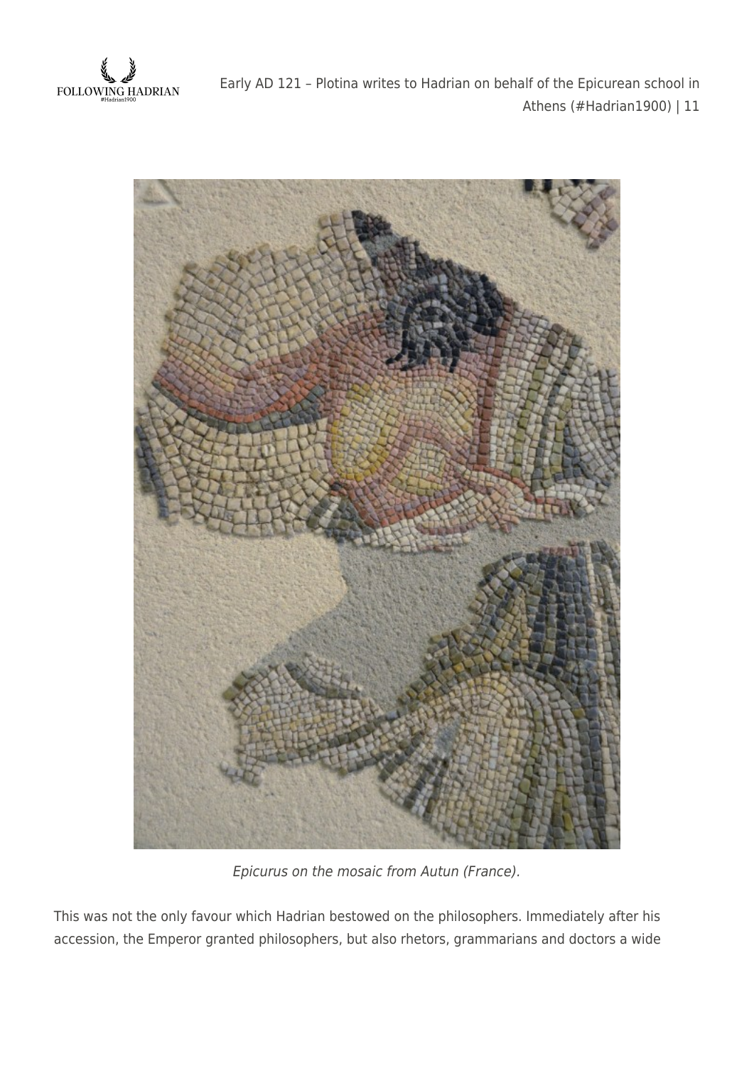*Epicurus on the mosaic from Autun (France).*

This was not the only favour which Hadrian bestowed on the philosophers. Immediately after his accession, the Emperor granted philosophers, but also rhetors, grammarians and doctors a wide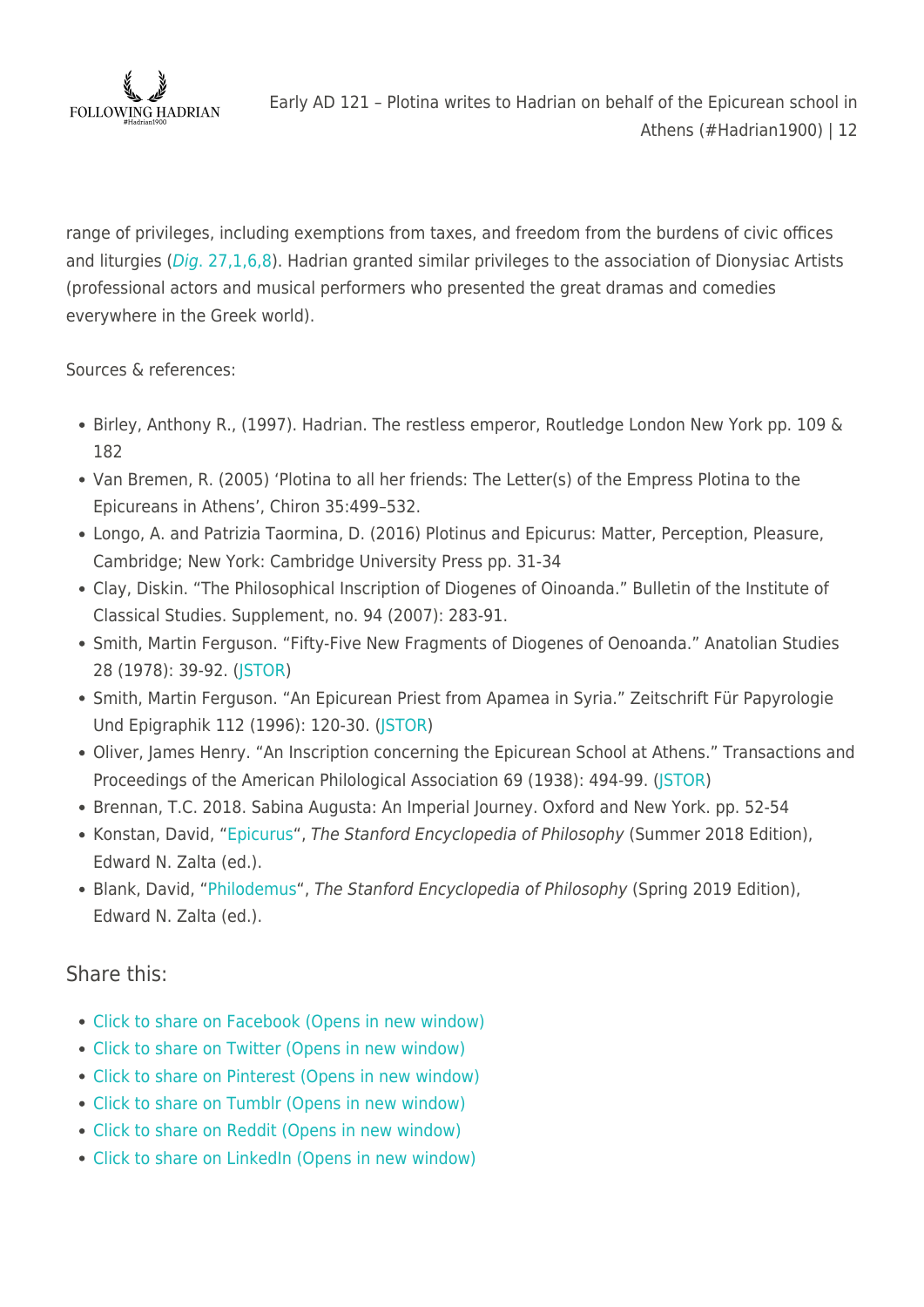range of privileges, including exemptions from taxes, and freedom from the burdens of civic offices and liturgies (*Dig.* 27,1,6,8). Hadrian granted similar privileges to the association of Dionysiac Artists (professional actors and musical performers who presented the great dramas and comedies everywhere in the Greek world).

Sources & references:

- Birley, Anthony R., (1997). Hadrian. The restless emperor, Routledge London New York pp. 109 & 182
- Van Bremen, R. (2005) 'Plotina to all her friends: The Letter(s) of the Empress Plotina to the Epicureans in Athens', Chiron 35:499–532.
- Longo, A. and Patrizia Taormina, D. (2016) Plotinus and Epicurus: Matter, Perception, Pleasure, Cambridge; New York: Cambridge University Press pp. 31-34
- Clay, Diskin. "The Philosophical Inscription of Diogenes of Oinoanda." Bulletin of the Institute of Classical Studies. Supplement, no. 94 (2007): 283-91.
- Smith, Martin Ferguson. "Fifty-Five New Fragments of Diogenes of Oenoanda." Anatolian Studies 28 (1978): 39-92. (JSTOR)
- Smith, Martin Ferguson. "An Epicurean Priest from Apamea in Syria." Zeitschrift Für Papyrologie Und Epigraphik 112 (1996): 120-30. (JSTOR)
- Oliver, James Henry. "An Inscription concerning the Epicurean School at Athens." Transactions and Proceedings of the American Philological Association 69 (1938): 494-99. (JSTOR)
- Brennan, T.C. 2018. Sabina Augusta: An Imperial Journey. Oxford and New York. pp. 52-54
- Konstan, David, "Epicurus", *The Stanford Encyclopedia of Philosophy* (Summer 2018 Edition), Edward N. Zalta (ed.).
- Blank, David, "Philodemus", *The Stanford Encyclopedia of Philosophy* (Spring 2019 Edition), Edward N. Zalta (ed.).

## Share this:

- Click to share on Facebook (Opens in new window)
- Click to share on Twitter (Opens in new window)
- Click to share on Pinterest (Opens in new window)
- Click to share on Tumblr (Opens in new window)
- Click to share on Reddit (Opens in new window)
- Click to share on LinkedIn (Opens in new window)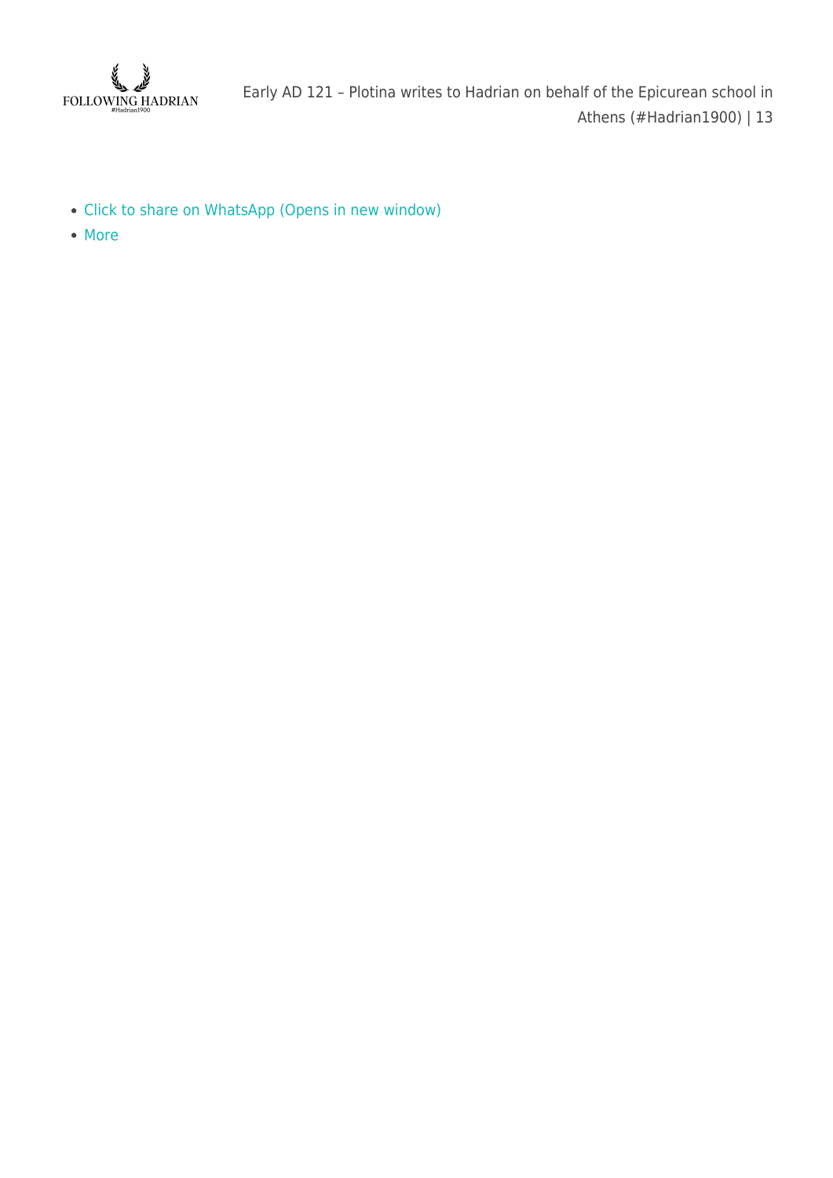- Click to share on WhatsApp (Opens in new window)
- More